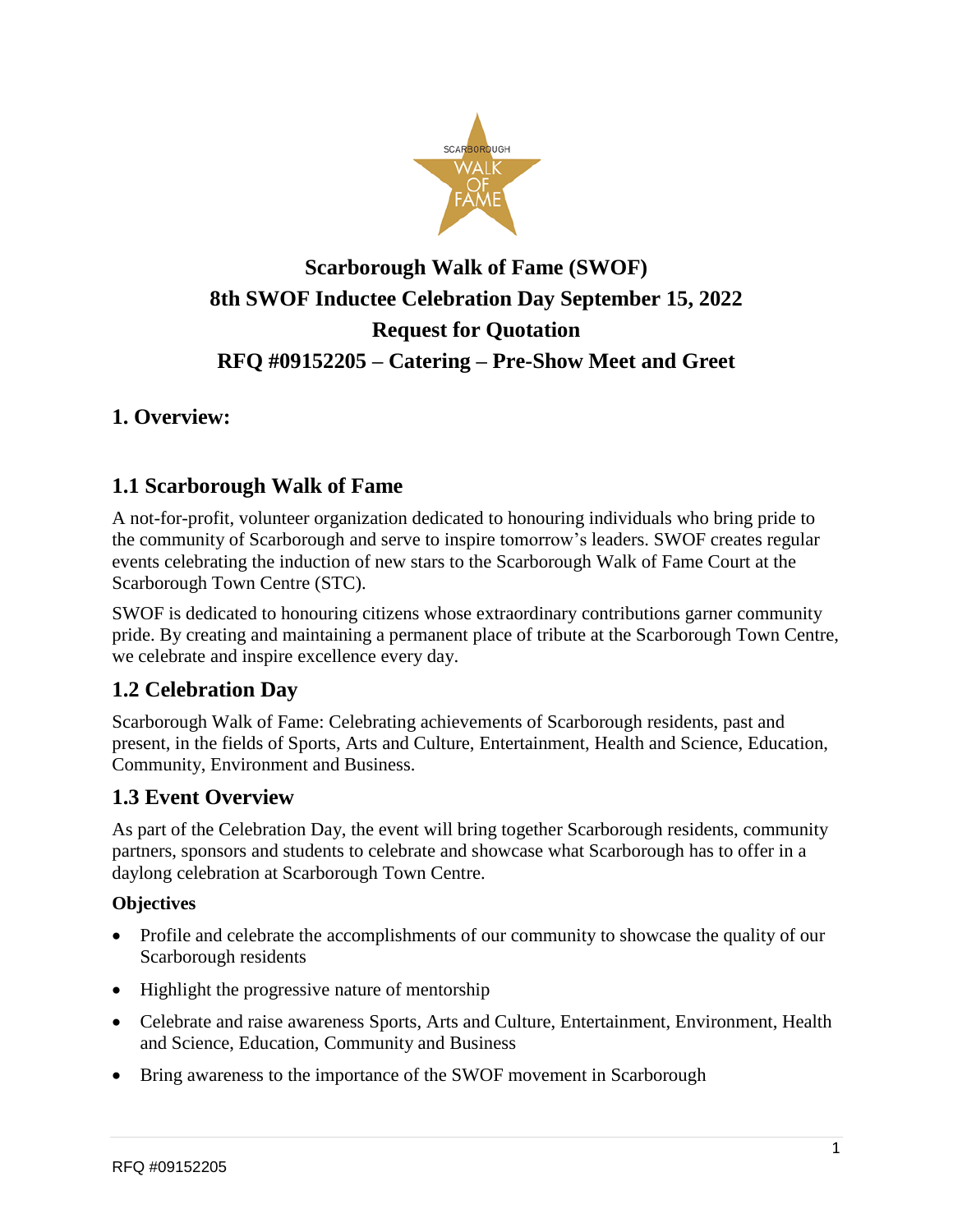# Scarborough Walk of Fame (SWOF)
# 8th SWOF Inductee Celebration Day September 15, 2022
# Request for Quotation
# RFQ #09152205 – Catering – Pre-Show Meet and Greet

## 1. Overview:

## 1.1 Scarborough Walk of Fame

A not-for-profit, volunteer organization dedicated to honouring individuals who bring pride to the community of Scarborough and serve to inspire tomorrow's leaders. SWOF creates regular events celebrating the induction of new stars to the Scarborough Walk of Fame Court at the Scarborough Town Centre (STC).

SWOF is dedicated to honouring citizens whose extraordinary contributions garner community pride. By creating and maintaining a permanent place of tribute at the Scarborough Town Centre, we celebrate and inspire excellence every day.

## 1.2 Celebration Day

Scarborough Walk of Fame: Celebrating achievements of Scarborough residents, past and present, in the fields of Sports, Arts and Culture, Entertainment, Health and Science, Education, Community, Environment and Business.

## 1.3 Event Overview

As part of the Celebration Day, the event will bring together Scarborough residents, community partners, sponsors and students to celebrate and showcase what Scarborough has to offer in a daylong celebration at Scarborough Town Centre.

**Objectives**

- Profile and celebrate the accomplishments of our community to showcase the quality of our Scarborough residents
- Highlight the progressive nature of mentorship
- Celebrate and raise awareness Sports, Arts and Culture, Entertainment, Environment, Health and Science, Education, Community and Business
- Bring awareness to the importance of the SWOF movement in Scarborough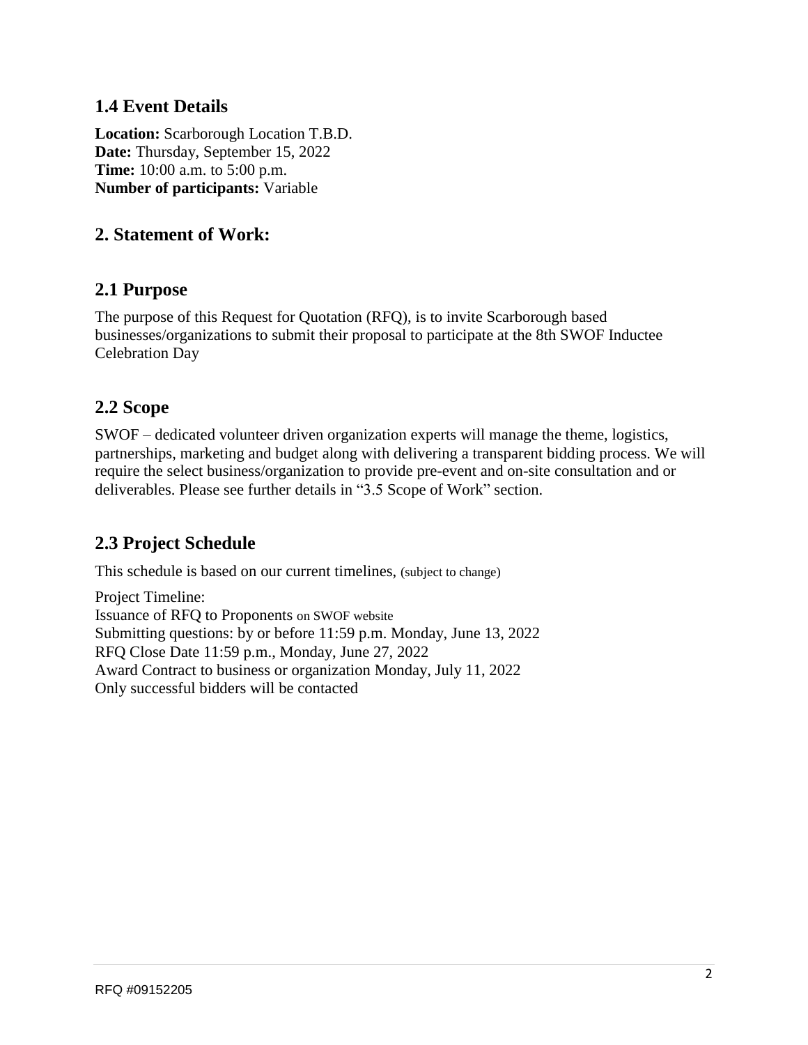## 1.4 Event Details

**Location:** Scarborough Location T.B.D.
**Date:** Thursday, September 15, 2022
**Time:** 10:00 a.m. to 5:00 p.m.
**Number of participants:** Variable

## 2. Statement of Work:

## 2.1 Purpose

The purpose of this Request for Quotation (RFQ), is to invite Scarborough based businesses/organizations to submit their proposal to participate at the 8th SWOF Inductee Celebration Day

## 2.2 Scope

SWOF – dedicated volunteer driven organization experts will manage the theme, logistics, partnerships, marketing and budget along with delivering a transparent bidding process. We will require the select business/organization to provide pre-event and on-site consultation and or deliverables. Please see further details in "3.5 Scope of Work" section.

## 2.3 Project Schedule

This schedule is based on our current timelines, (subject to change)

Project Timeline:
Issuance of RFQ to Proponents on SWOF website
Submitting questions: by or before 11:59 p.m. Monday, June 13, 2022
RFQ Close Date 11:59 p.m., Monday, June 27, 2022
Award Contract to business or organization Monday, July 11, 2022
Only successful bidders will be contacted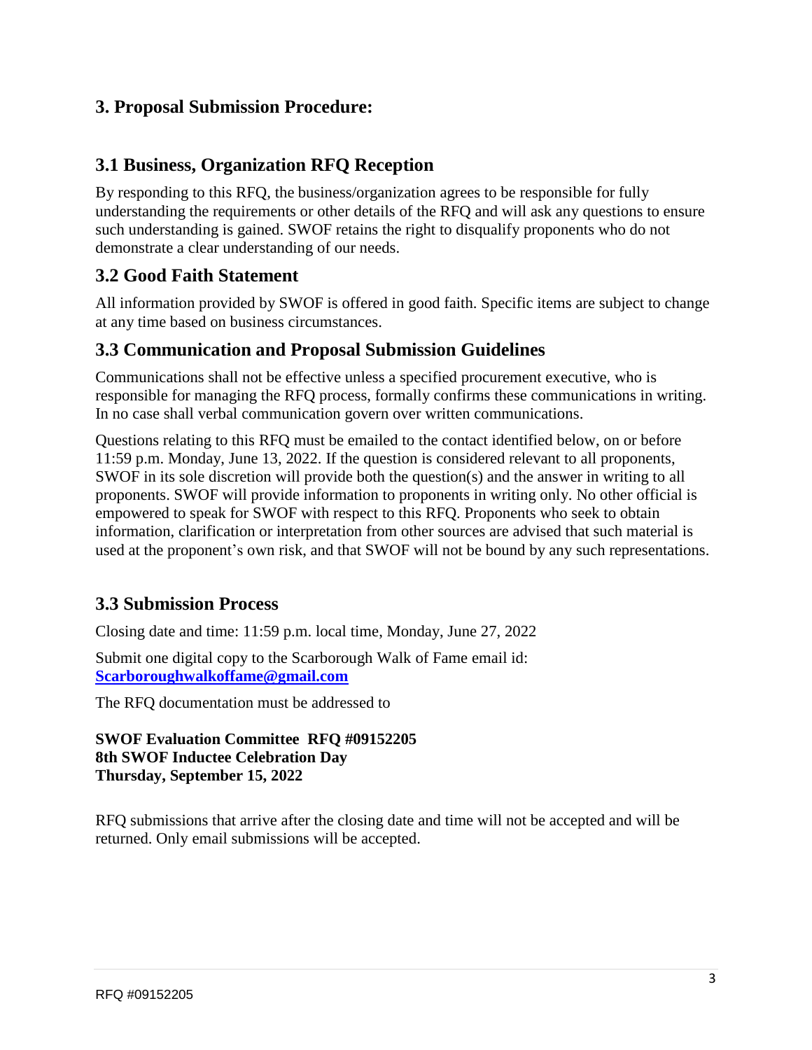## 3. Proposal Submission Procedure:

### 3.1 Business, Organization RFQ Reception

By responding to this RFQ, the business/organization agrees to be responsible for fully understanding the requirements or other details of the RFQ and will ask any questions to ensure such understanding is gained. SWOF retains the right to disqualify proponents who do not demonstrate a clear understanding of our needs.

### 3.2 Good Faith Statement

All information provided by SWOF is offered in good faith. Specific items are subject to change at any time based on business circumstances.

### 3.3 Communication and Proposal Submission Guidelines

Communications shall not be effective unless a specified procurement executive, who is responsible for managing the RFQ process, formally confirms these communications in writing. In no case shall verbal communication govern over written communications.

Questions relating to this RFQ must be emailed to the contact identified below, on or before 11:59 p.m. Monday, June 13, 2022. If the question is considered relevant to all proponents, SWOF in its sole discretion will provide both the question(s) and the answer in writing to all proponents. SWOF will provide information to proponents in writing only. No other official is empowered to speak for SWOF with respect to this RFQ. Proponents who seek to obtain information, clarification or interpretation from other sources are advised that such material is used at the proponent's own risk, and that SWOF will not be bound by any such representations.

### 3.3 Submission Process

Closing date and time: 11:59 p.m. local time, Monday, June 27, 2022

Submit one digital copy to the Scarborough Walk of Fame email id: **Scarboroughwalkoffame@gmail.com**

The RFQ documentation must be addressed to

**SWOF Evaluation Committee RFQ #09152205**
**8th SWOF Inductee Celebration Day**
**Thursday, September 15, 2022**

RFQ submissions that arrive after the closing date and time will not be accepted and will be returned. Only email submissions will be accepted.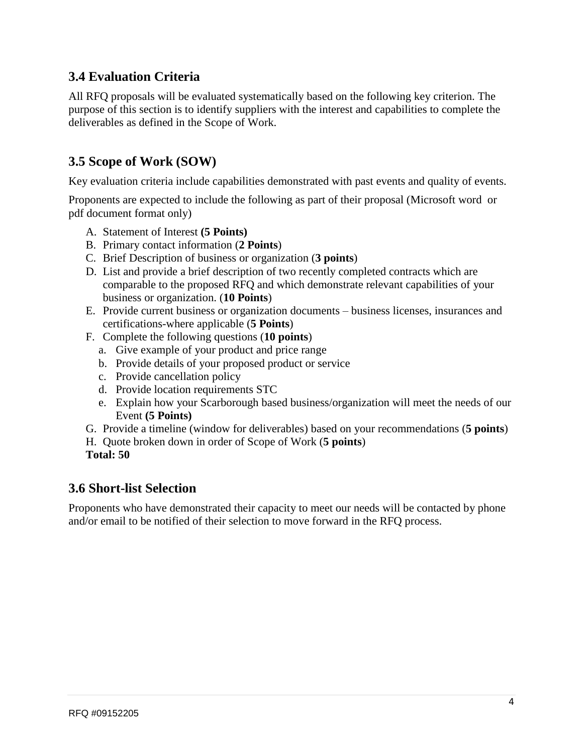## 3.4 Evaluation Criteria

All RFQ proposals will be evaluated systematically based on the following key criterion. The purpose of this section is to identify suppliers with the interest and capabilities to complete the deliverables as defined in the Scope of Work.

## 3.5 Scope of Work (SOW)

Key evaluation criteria include capabilities demonstrated with past events and quality of events.

Proponents are expected to include the following as part of their proposal (Microsoft word or pdf document format only)

A. Statement of Interest **(5 Points)**
B. Primary contact information (**2 Points**)
C. Brief Description of business or organization (**3 points**)
D. List and provide a brief description of two recently completed contracts which are comparable to the proposed RFQ and which demonstrate relevant capabilities of your business or organization. (**10 Points**)
E. Provide current business or organization documents – business licenses, insurances and certifications-where applicable (**5 Points**)
F. Complete the following questions (**10 points**)
   a. Give example of your product and price range
   b. Provide details of your proposed product or service
   c. Provide cancellation policy
   d. Provide location requirements STC
   e. Explain how your Scarborough based business/organization will meet the needs of our Event **(5 Points)**
G. Provide a timeline (window for deliverables) based on your recommendations (**5 points**)
H. Quote broken down in order of Scope of Work (**5 points**)

**Total: 50**

## 3.6 Short-list Selection

Proponents who have demonstrated their capacity to meet our needs will be contacted by phone and/or email to be notified of their selection to move forward in the RFQ process.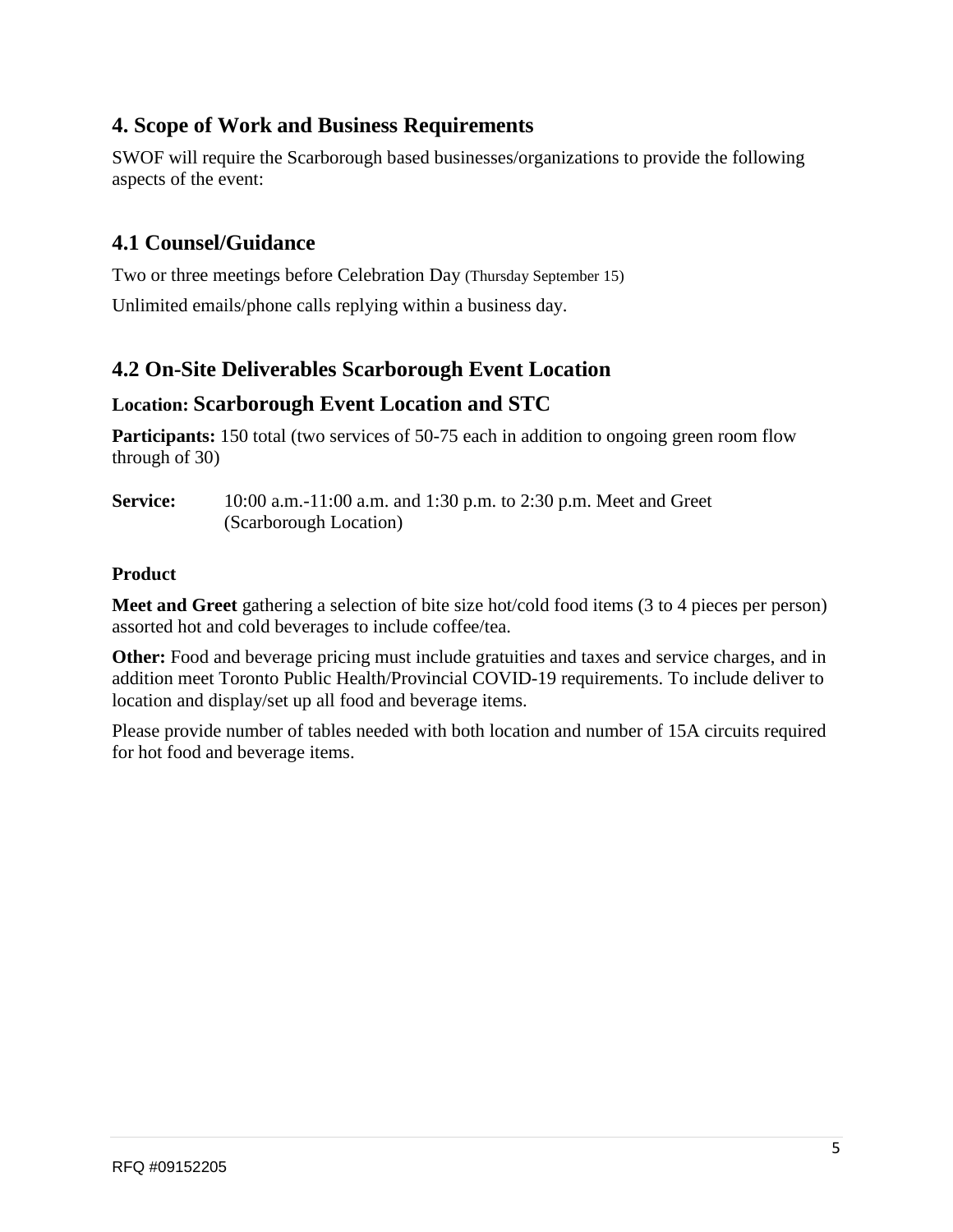## 4. Scope of Work and Business Requirements

SWOF will require the Scarborough based businesses/organizations to provide the following aspects of the event:

## 4.1 Counsel/Guidance

Two or three meetings before Celebration Day (Thursday September 15)

Unlimited emails/phone calls replying within a business day.

## 4.2 On-Site Deliverables Scarborough Event Location

### Location: Scarborough Event Location and STC

**Participants:** 150 total (two services of 50-75 each in addition to ongoing green room flow through of 30)

**Service:** 10:00 a.m.-11:00 a.m. and 1:30 p.m. to 2:30 p.m. Meet and Greet (Scarborough Location)

**Product**

**Meet and Greet** gathering a selection of bite size hot/cold food items (3 to 4 pieces per person) assorted hot and cold beverages to include coffee/tea.

**Other:** Food and beverage pricing must include gratuities and taxes and service charges, and in addition meet Toronto Public Health/Provincial COVID-19 requirements. To include deliver to location and display/set up all food and beverage items.

Please provide number of tables needed with both location and number of 15A circuits required for hot food and beverage items.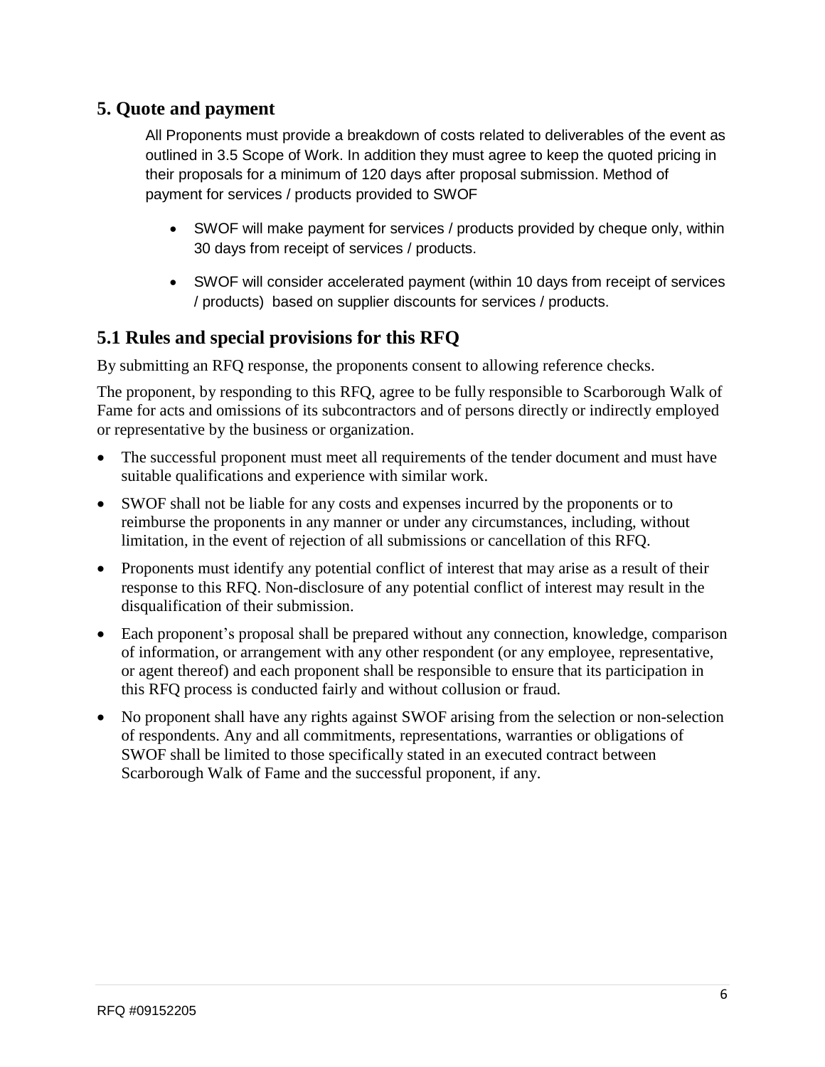## 5. Quote and payment

All Proponents must provide a breakdown of costs related to deliverables of the event as outlined in 3.5 Scope of Work. In addition they must agree to keep the quoted pricing in their proposals for a minimum of 120 days after proposal submission. Method of payment for services / products provided to SWOF

- SWOF will make payment for services / products provided by cheque only, within 30 days from receipt of services / products.
- SWOF will consider accelerated payment (within 10 days from receipt of services / products) based on supplier discounts for services / products.

## 5.1 Rules and special provisions for this RFQ

By submitting an RFQ response, the proponents consent to allowing reference checks.

The proponent, by responding to this RFQ, agree to be fully responsible to Scarborough Walk of Fame for acts and omissions of its subcontractors and of persons directly or indirectly employed or representative by the business or organization.

- The successful proponent must meet all requirements of the tender document and must have suitable qualifications and experience with similar work.
- SWOF shall not be liable for any costs and expenses incurred by the proponents or to reimburse the proponents in any manner or under any circumstances, including, without limitation, in the event of rejection of all submissions or cancellation of this RFQ.
- Proponents must identify any potential conflict of interest that may arise as a result of their response to this RFQ. Non-disclosure of any potential conflict of interest may result in the disqualification of their submission.
- Each proponent's proposal shall be prepared without any connection, knowledge, comparison of information, or arrangement with any other respondent (or any employee, representative, or agent thereof) and each proponent shall be responsible to ensure that its participation in this RFQ process is conducted fairly and without collusion or fraud.
- No proponent shall have any rights against SWOF arising from the selection or non-selection of respondents. Any and all commitments, representations, warranties or obligations of SWOF shall be limited to those specifically stated in an executed contract between Scarborough Walk of Fame and the successful proponent, if any.